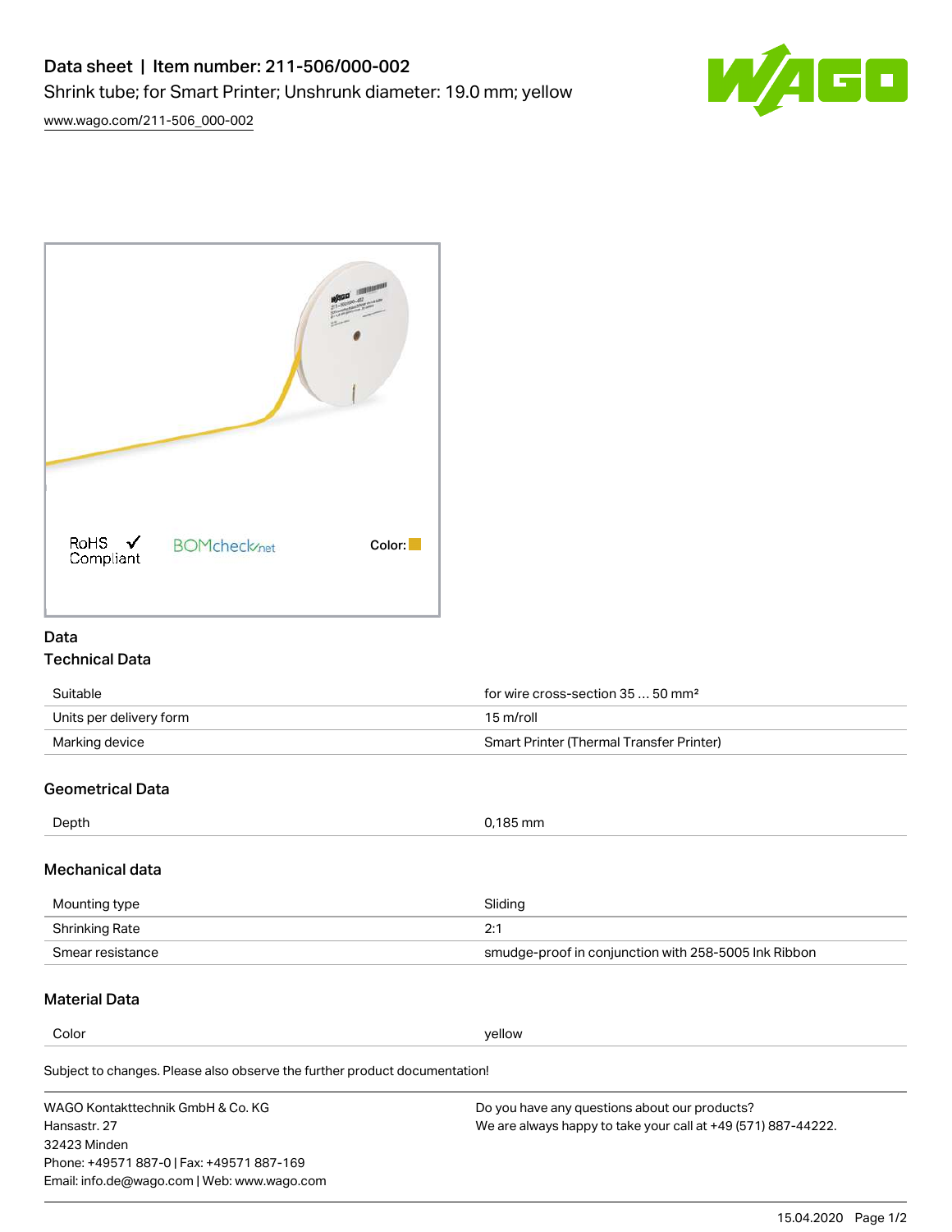# Data sheet | Item number: 211-506/000-002

Shrink tube; for Smart Printer; Unshrunk diameter: 19.0 mm; yellow

www.wago.com/211-506_000-002

RoHS ✓ Compliant

BOMcheck.net

Color:

## Data

### Technical Data

| | |
|---|---|
| Suitable | for wire cross-section 35 … 50 mm² |
| Units per delivery form | 15 m/roll |
| Marking device | Smart Printer (Thermal Transfer Printer) |

### Geometrical Data

| | |
|---|---|
| Depth | 0,185 mm |

### Mechanical data

| | |
|---|---|
| Mounting type | Sliding |
| Shrinking Rate | 2:1 |
| Smear resistance | smudge-proof in conjunction with 258-5005 Ink Ribbon |

### Material Data

| | |
|---|---|
| Color | yellow |

Subject to changes. Please also observe the further product documentation!

WAGO Kontakttechnik GmbH & Co. KG
Hansastr. 27
32423 Minden
Phone: +49571 887-0 | Fax: +49571 887-169
Email: info.de@wago.com | Web: www.wago.com

Do you have any questions about our products?
We are always happy to take your call at +49 (571) 887-44222.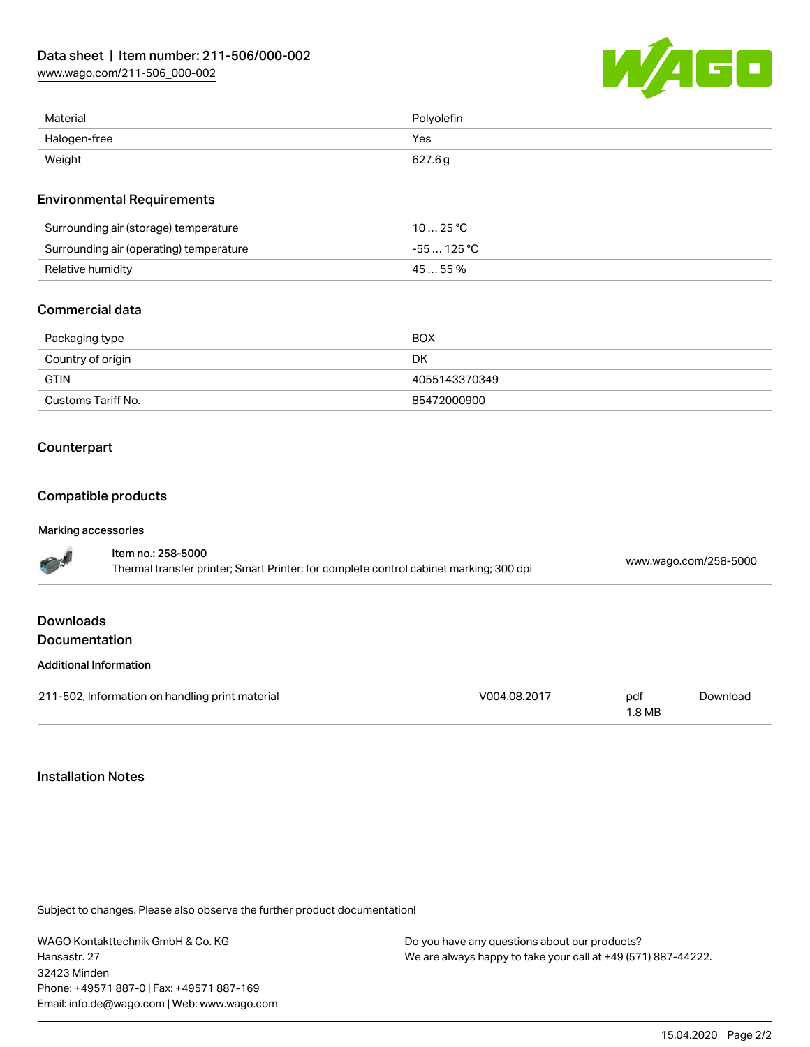| | |
|---|---|
| Material | Polyolefin |
| Halogen-free | Yes |
| Weight | 627.6 g |

## Environmental Requirements

| | |
|---|---|
| Surrounding air (storage) temperature | 10 … 25 °C |
| Surrounding air (operating) temperature | -55 … 125 °C |
| Relative humidity | 45 … 55 % |

## Commercial data

| | |
|---|---|
| Packaging type | BOX |
| Country of origin | DK |
| GTIN | 4055143370349 |
| Customs Tariff No. | 85472000900 |

## Counterpart

## Compatible products

### Marking accessories

| | |
|---|---|
| **Item no.: 258-5000**<br>Thermal transfer printer; Smart Printer; for complete control cabinet marking; 300 dpi | www.wago.com/258-5000 |

## Downloads

## Documentation

### Additional Information

| | | | |
|---|---|---|---|
| 211-502, Information on handling print material | V004.08.2017 | pdf<br>1.8 MB | Download |

## Installation Notes

Subject to changes. Please also observe the further product documentation!

WAGO Kontakttechnik GmbH & Co. KG
Hansastr. 27
32423 Minden
Phone: +49571 887-0 | Fax: +49571 887-169
Email: info.de@wago.com | Web: www.wago.com

Do you have any questions about our products?
We are always happy to take your call at +49 (571) 887-44222.

15.04.2020